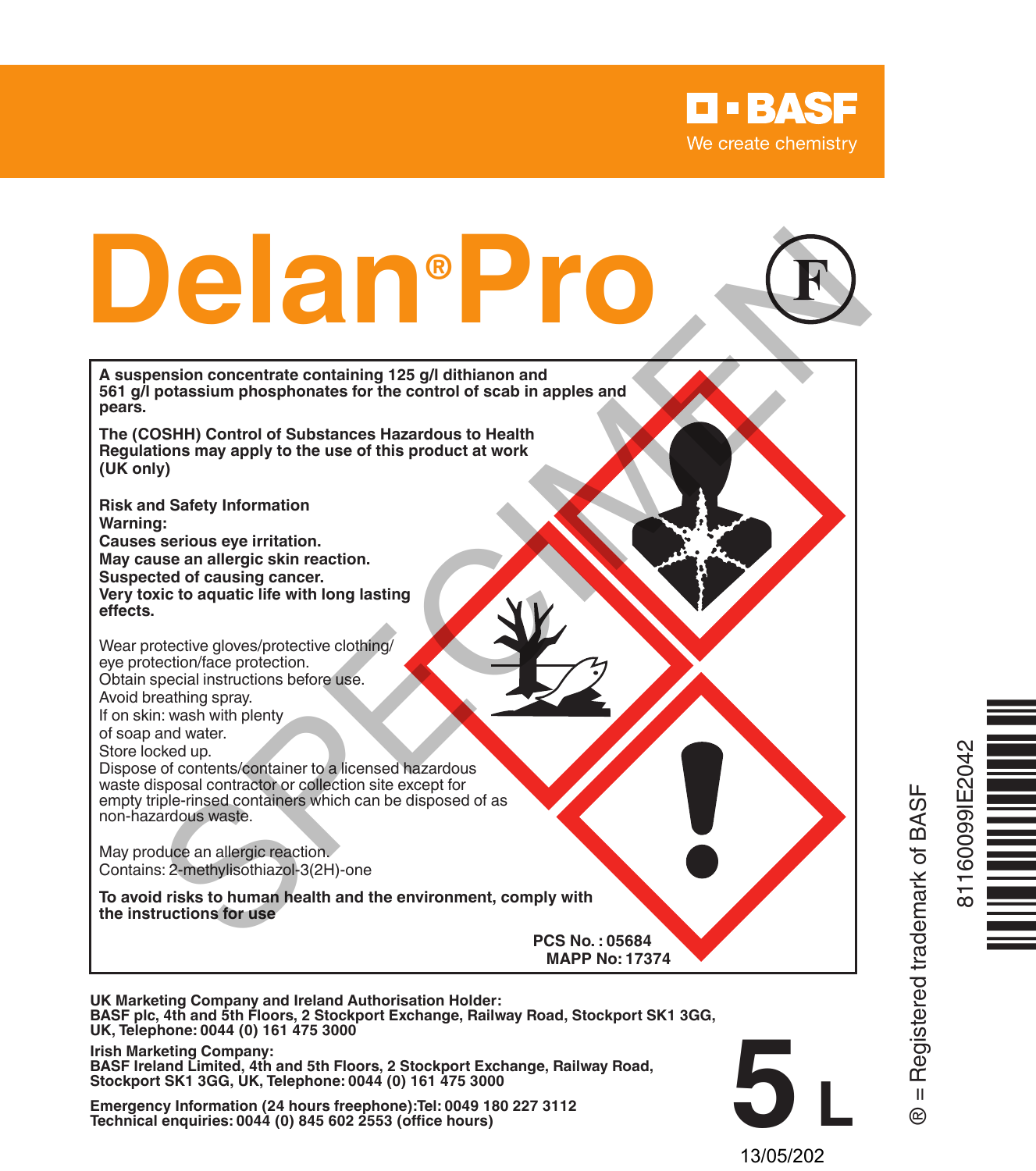BASF

We create chemistry

# Delan® Pro

(F)

**A suspension concentrate containing 125 g/l dithianon and 561 g/l potassium phosphonates for the control of scab in apples and pears.**

**The (COSHH) Control of Substances Hazardous to Health Regulations may apply to the use of this product at work (UK only)**

**Risk and Safety Information**
**Warning:**
**Causes serious eye irritation.**
**May cause an allergic skin reaction.**
**Suspected of causing cancer.**
**Very toxic to aquatic life with long lasting effects.**

Wear protective gloves/protective clothing/eye protection/face protection.
Obtain special instructions before use.
Avoid breathing spray.
If on skin: wash with plenty of soap and water.
Store locked up.
Dispose of contents/container to a licensed hazardous waste disposal contractor or collection site except for empty triple-rinsed containers which can be disposed of as non-hazardous waste.

May produce an allergic reaction.
Contains: 2-methylisothiazol-3(2H)-one

**To avoid risks to human health and the environment, comply with the instructions for use**

**PCS No. : 05684**
**MAPP No: 17374**

**UK Marketing Company and Ireland Authorisation Holder:**
**BASF plc, 4th and 5th Floors, 2 Stockport Exchange, Railway Road, Stockport SK1 3GG, UK, Telephone: 0044 (0) 161 475 3000**

**Irish Marketing Company:**
**BASF Ireland Limited, 4th and 5th Floors, 2 Stockport Exchange, Railway Road, Stockport SK1 3GG, UK, Telephone: 0044 (0) 161 475 3000**

**Emergency Information (24 hours freephone):Tel: 0049 180 227 3112**
**Technical enquiries: 0044 (0) 845 602 2553 (office hours)**

**5 L**

13/05/202

® = Registered trademark of BASF

81160099IE2042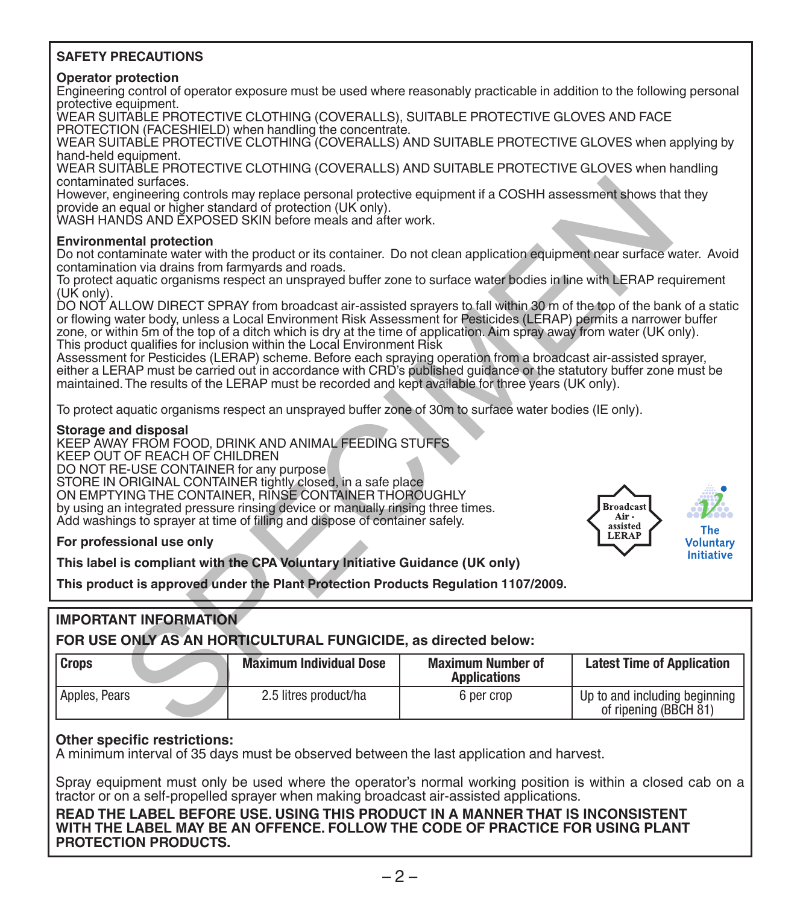## SAFETY PRECAUTIONS

### Operator protection

Engineering control of operator exposure must be used where reasonably practicable in addition to the following personal protective equipment.

WEAR SUITABLE PROTECTIVE CLOTHING (COVERALLS), SUITABLE PROTECTIVE GLOVES AND FACE PROTECTION (FACESHIELD) when handling the concentrate.

WEAR SUITABLE PROTECTIVE CLOTHING (COVERALLS) AND SUITABLE PROTECTIVE GLOVES when applying by hand-held equipment.

WEAR SUITABLE PROTECTIVE CLOTHING (COVERALLS) AND SUITABLE PROTECTIVE GLOVES when handling contaminated surfaces.

However, engineering controls may replace personal protective equipment if a COSHH assessment shows that they provide an equal or higher standard of protection (UK only).

WASH HANDS AND EXPOSED SKIN before meals and after work.

### Environmental protection

Do not contaminate water with the product or its container. Do not clean application equipment near surface water. Avoid contamination via drains from farmyards and roads.

To protect aquatic organisms respect an unsprayed buffer zone to surface water bodies in line with LERAP requirement (UK only).

DO NOT ALLOW DIRECT SPRAY from broadcast air-assisted sprayers to fall within 30 m of the top of the bank of a static or flowing water body, unless a Local Environment Risk Assessment for Pesticides (LERAP) permits a narrower buffer zone, or within 5m of the top of a ditch which is dry at the time of application. Aim spray away from water (UK only).

This product qualifies for inclusion within the Local Environment Risk Assessment for Pesticides (LERAP) scheme. Before each spraying operation from a broadcast air-assisted sprayer, either a LERAP must be carried out in accordance with CRD's published guidance or the statutory buffer zone must be maintained. The results of the LERAP must be recorded and kept available for three years (UK only).

To protect aquatic organisms respect an unsprayed buffer zone of 30m to surface water bodies (IE only).

### Storage and disposal

KEEP AWAY FROM FOOD, DRINK AND ANIMAL FEEDING STUFFS

KEEP OUT OF REACH OF CHILDREN

DO NOT RE-USE CONTAINER for any purpose

STORE IN ORIGINAL CONTAINER tightly closed, in a safe place

ON EMPTYING THE CONTAINER, RINSE CONTAINER THOROUGHLY by using an integrated pressure rinsing device or manually rinsing three times. Add washings to sprayer at time of filling and dispose of container safely.

**For professional use only**

**This label is compliant with the CPA Voluntary Initiative Guidance (UK only)**

**This product is approved under the Plant Protection Products Regulation 1107/2009.**

Broadcast Air - assisted LERAP

The Voluntary Initiative

## IMPORTANT INFORMATION

**FOR USE ONLY AS AN HORTICULTURAL FUNGICIDE, as directed below:**

| Crops | Maximum Individual Dose | Maximum Number of Applications | Latest Time of Application |
|---|---|---|---|
| Apples, Pears | 2.5 litres product/ha | 6 per crop | Up to and including beginning of ripening (BBCH 81) |

**Other specific restrictions:**

A minimum interval of 35 days must be observed between the last application and harvest.

Spray equipment must only be used where the operator's normal working position is within a closed cab on a tractor or on a self-propelled sprayer when making broadcast air-assisted applications.

**READ THE LABEL BEFORE USE. USING THIS PRODUCT IN A MANNER THAT IS INCONSISTENT WITH THE LABEL MAY BE AN OFFENCE. FOLLOW THE CODE OF PRACTICE FOR USING PLANT PROTECTION PRODUCTS.**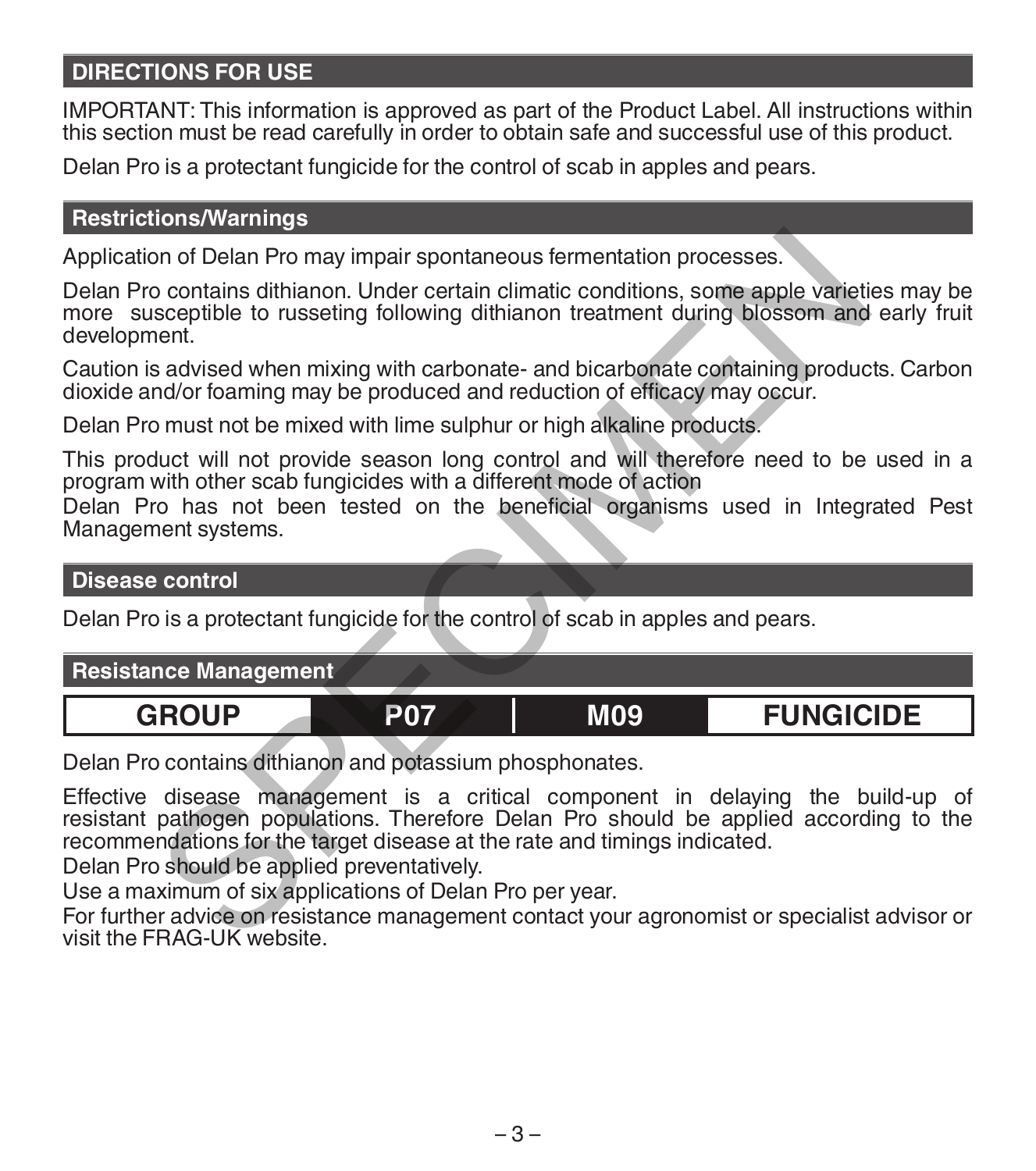## DIRECTIONS FOR USE

IMPORTANT: This information is approved as part of the Product Label. All instructions within this section must be read carefully in order to obtain safe and successful use of this product.

Delan Pro is a protectant fungicide for the control of scab in apples and pears.

### Restrictions/Warnings

Application of Delan Pro may impair spontaneous fermentation processes.

Delan Pro contains dithianon. Under certain climatic conditions, some apple varieties may be more susceptible to russeting following dithianon treatment during blossom and early fruit development.

Caution is advised when mixing with carbonate- and bicarbonate containing products. Carbon dioxide and/or foaming may be produced and reduction of efficacy may occur.

Delan Pro must not be mixed with lime sulphur or high alkaline products.

This product will not provide season long control and will therefore need to be used in a program with other scab fungicides with a different mode of action

Delan Pro has not been tested on the beneficial organisms used in Integrated Pest Management systems.

### Disease control

Delan Pro is a protectant fungicide for the control of scab in apples and pears.

### Resistance Management

| GROUP | P07 | M09 | FUNGICIDE |
|---|---|---|---|

Delan Pro contains dithianon and potassium phosphonates.

Effective disease management is a critical component in delaying the build-up of resistant pathogen populations. Therefore Delan Pro should be applied according to the recommendations for the target disease at the rate and timings indicated.

Delan Pro should be applied preventatively.

Use a maximum of six applications of Delan Pro per year.

For further advice on resistance management contact your agronomist or specialist advisor or visit the FRAG-UK website.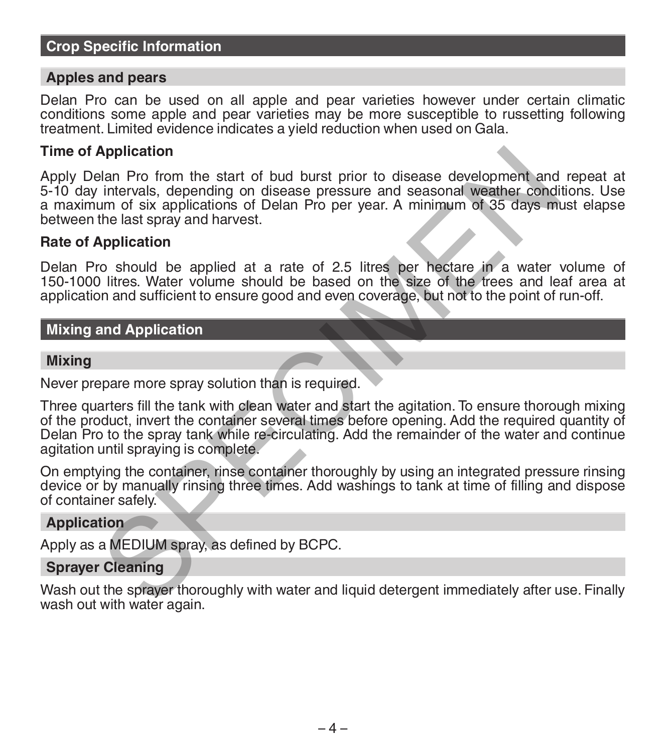## Crop Specific Information

### Apples and pears

Delan Pro can be used on all apple and pear varieties however under certain climatic conditions some apple and pear varieties may be more susceptible to russetting following treatment. Limited evidence indicates a yield reduction when used on Gala.

**Time of Application**

Apply Delan Pro from the start of bud burst prior to disease development and repeat at 5-10 day intervals, depending on disease pressure and seasonal weather conditions. Use a maximum of six applications of Delan Pro per year. A minimum of 35 days must elapse between the last spray and harvest.

**Rate of Application**

Delan Pro should be applied at a rate of 2.5 litres per hectare in a water volume of 150-1000 litres. Water volume should be based on the size of the trees and leaf area at application and sufficient to ensure good and even coverage, but not to the point of run-off.

## Mixing and Application

### Mixing

Never prepare more spray solution than is required.

Three quarters fill the tank with clean water and start the agitation. To ensure thorough mixing of the product, invert the container several times before opening. Add the required quantity of Delan Pro to the spray tank while re-circulating. Add the remainder of the water and continue agitation until spraying is complete.

On emptying the container, rinse container thoroughly by using an integrated pressure rinsing device or by manually rinsing three times. Add washings to tank at time of filling and dispose of container safely.

### Application

Apply as a MEDIUM spray, as defined by BCPC.

### Sprayer Cleaning

Wash out the sprayer thoroughly with water and liquid detergent immediately after use. Finally wash out with water again.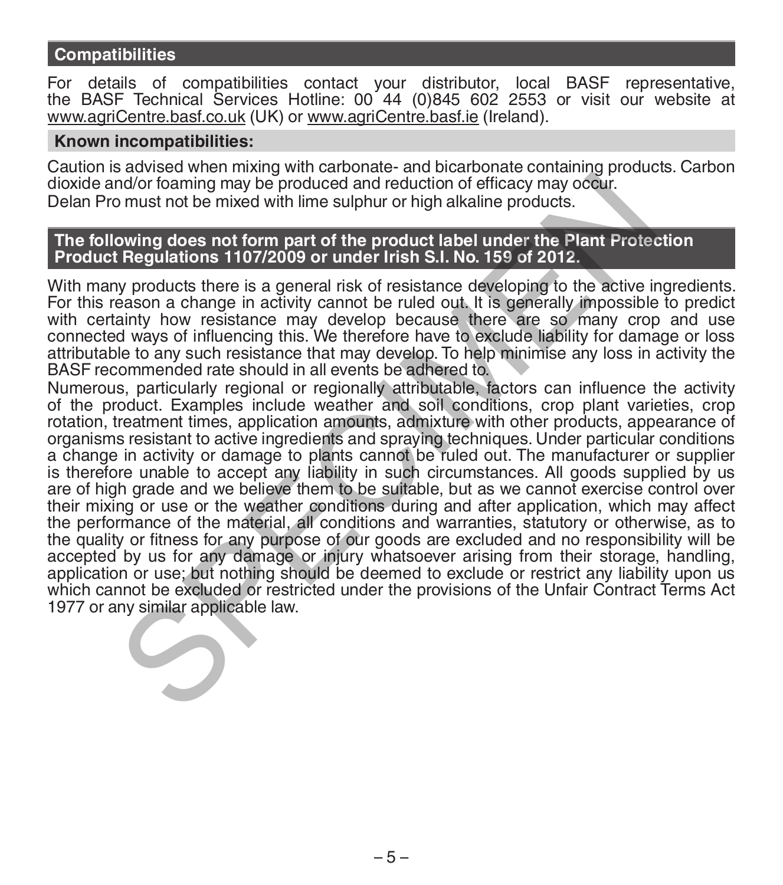## Compatibilities

For details of compatibilities contact your distributor, local BASF representative, the BASF Technical Services Hotline: 00 44 (0)845 602 2553 or visit our website at www.agriCentre.basf.co.uk (UK) or www.agriCentre.basf.ie (Ireland).

### Known incompatibilities:

Caution is advised when mixing with carbonate- and bicarbonate containing products. Carbon dioxide and/or foaming may be produced and reduction of efficacy may occur.
Delan Pro must not be mixed with lime sulphur or high alkaline products.

## The following does not form part of the product label under the Plant Protection Product Regulations 1107/2009 or under Irish S.I. No. 159 of 2012.

With many products there is a general risk of resistance developing to the active ingredients. For this reason a change in activity cannot be ruled out. It is generally impossible to predict with certainty how resistance may develop because there are so many crop and use connected ways of influencing this. We therefore have to exclude liability for damage or loss attributable to any such resistance that may develop. To help minimise any loss in activity the BASF recommended rate should in all events be adhered to.
Numerous, particularly regional or regionally attributable, factors can influence the activity of the product. Examples include weather and soil conditions, crop plant varieties, crop rotation, treatment times, application amounts, admixture with other products, appearance of organisms resistant to active ingredients and spraying techniques. Under particular conditions a change in activity or damage to plants cannot be ruled out. The manufacturer or supplier is therefore unable to accept any liability in such circumstances. All goods supplied by us are of high grade and we believe them to be suitable, but as we cannot exercise control over their mixing or use or the weather conditions during and after application, which may affect the performance of the material, all conditions and warranties, statutory or otherwise, as to the quality or fitness for any purpose of our goods are excluded and no responsibility will be accepted by us for any damage or injury whatsoever arising from their storage, handling, application or use; but nothing should be deemed to exclude or restrict any liability upon us which cannot be excluded or restricted under the provisions of the Unfair Contract Terms Act 1977 or any similar applicable law.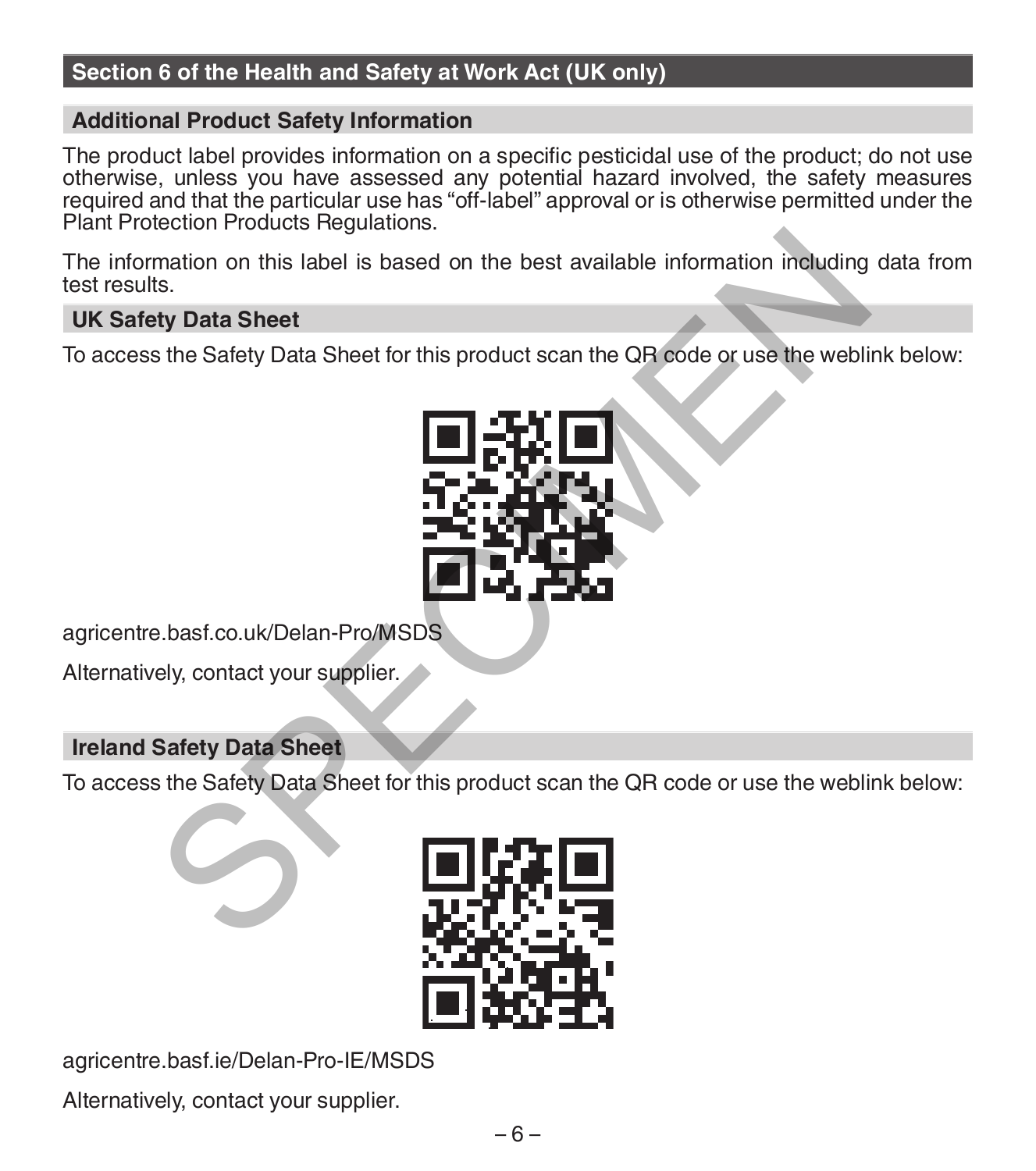## Section 6 of the Health and Safety at Work Act (UK only)

### Additional Product Safety Information

The product label provides information on a specific pesticidal use of the product; do not use otherwise, unless you have assessed any potential hazard involved, the safety measures required and that the particular use has "off-label" approval or is otherwise permitted under the Plant Protection Products Regulations.

The information on this label is based on the best available information including data from test results.

### UK Safety Data Sheet

To access the Safety Data Sheet for this product scan the QR code or use the weblink below:

agricentre.basf.co.uk/Delan-Pro/MSDS

Alternatively, contact your supplier.

### Ireland Safety Data Sheet

To access the Safety Data Sheet for this product scan the QR code or use the weblink below:

agricentre.basf.ie/Delan-Pro-IE/MSDS

Alternatively, contact your supplier.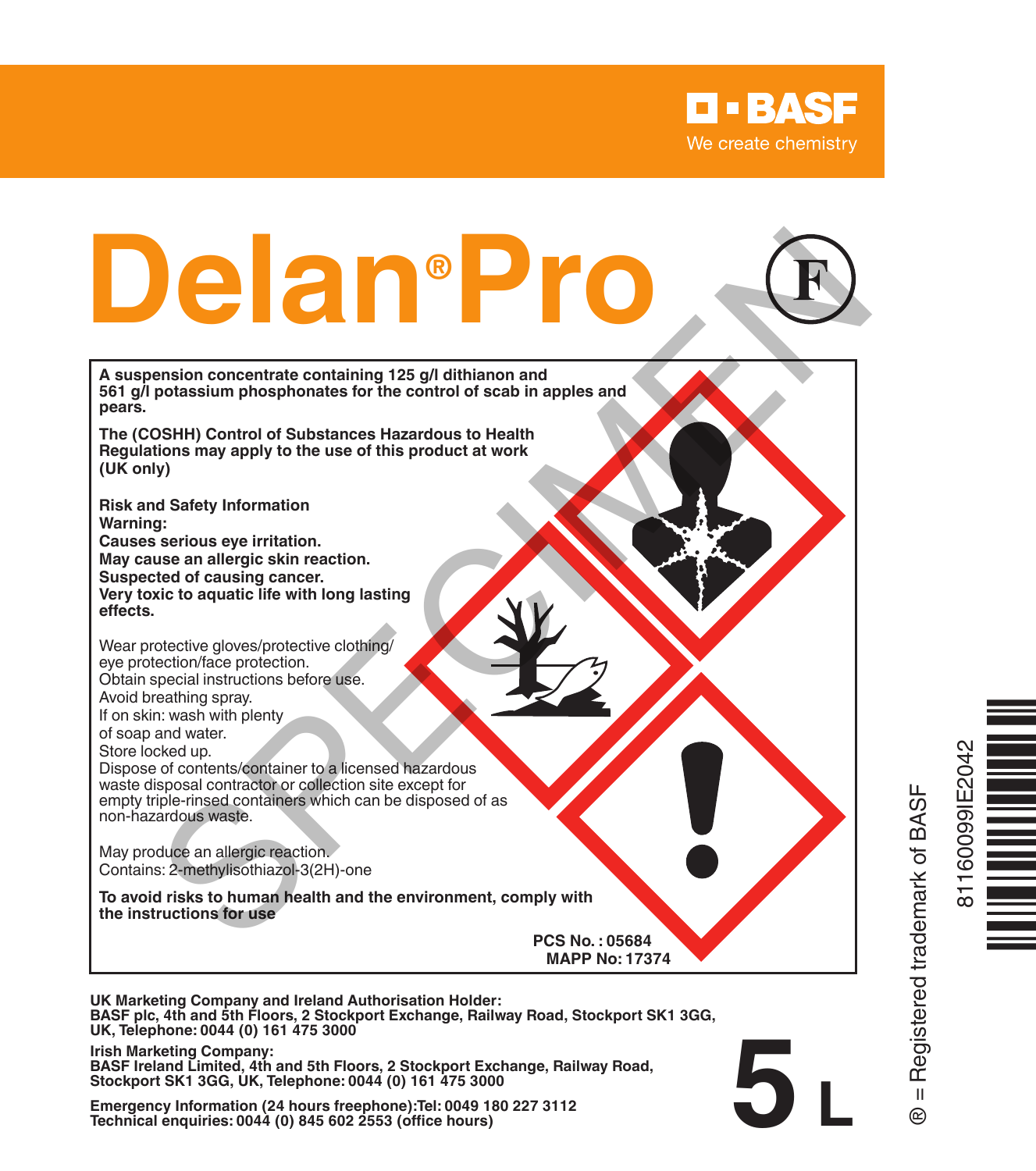BASF
We create chemistry

# Delan® Pro

(F)

**A suspension concentrate containing 125 g/l dithianon and 561 g/l potassium phosphonates for the control of scab in apples and pears.**

**The (COSHH) Control of Substances Hazardous to Health Regulations may apply to the use of this product at work (UK only)**

**Risk and Safety Information**
**Warning:**
**Causes serious eye irritation.**
**May cause an allergic skin reaction.**
**Suspected of causing cancer.**
**Very toxic to aquatic life with long lasting effects.**

Wear protective gloves/protective clothing/eye protection/face protection.
Obtain special instructions before use.
Avoid breathing spray.
If on skin: wash with plenty of soap and water.
Store locked up.
Dispose of contents/container to a licensed hazardous waste disposal contractor or collection site except for empty triple-rinsed containers which can be disposed of as non-hazardous waste.

May produce an allergic reaction.
Contains: 2-methylisothiazol-3(2H)-one

**To avoid risks to human health and the environment, comply with the instructions for use**

**PCS No. : 05684**
**MAPP No: 17374**

SPECIMEN

**UK Marketing Company and Ireland Authorisation Holder:**
**BASF plc, 4th and 5th Floors, 2 Stockport Exchange, Railway Road, Stockport SK1 3GG, UK, Telephone: 0044 (0) 161 475 3000**

**Irish Marketing Company:**
**BASF Ireland Limited, 4th and 5th Floors, 2 Stockport Exchange, Railway Road, Stockport SK1 3GG, UK, Telephone: 0044 (0) 161 475 3000**

**Emergency Information (24 hours freephone):Tel: 0049 180 227 3112**
**Technical enquiries: 0044 (0) 845 602 2553 (office hours)**

**5 L**

® = Registered trademark of BASF

81160099IE2042